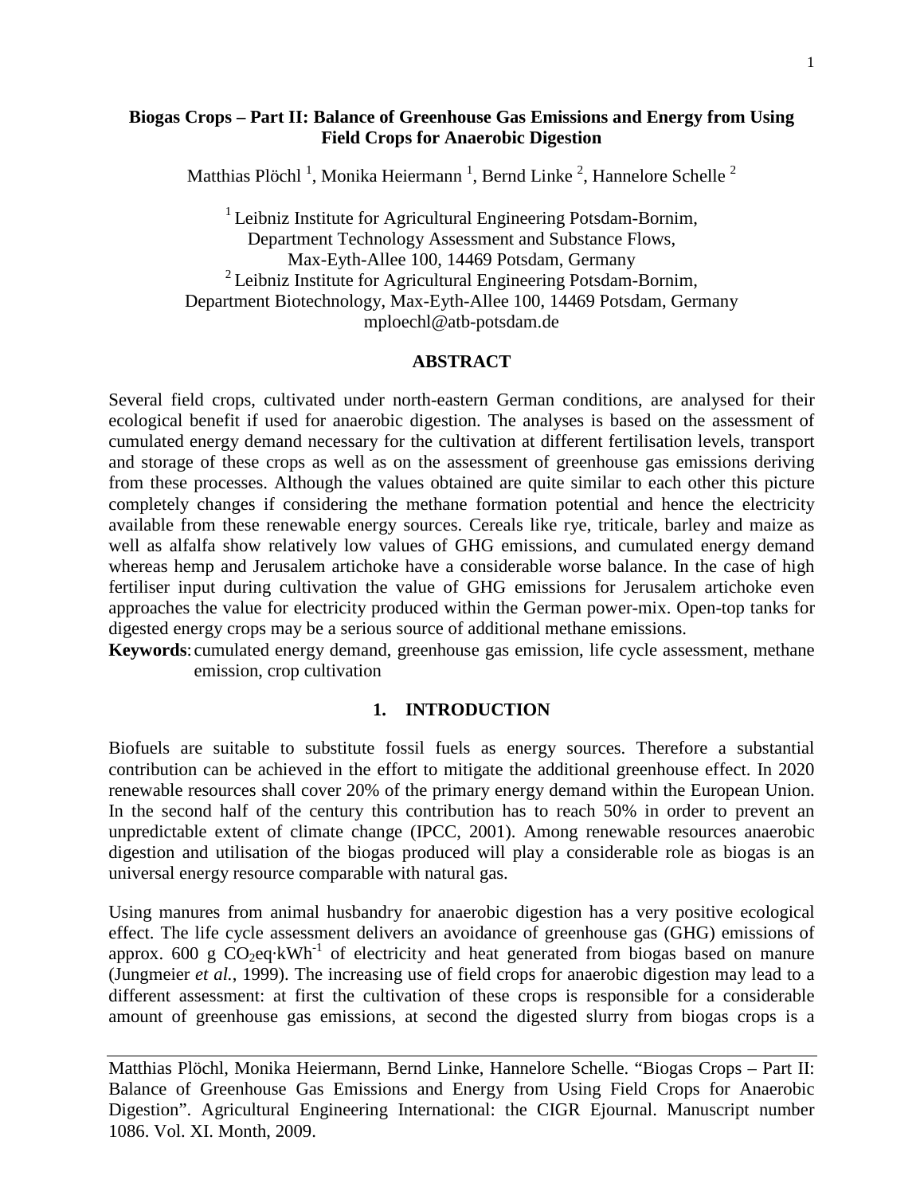# Biogas Crops – Part II: Balance of Greenhouse Gas Emissions and Energy from Using Field Crops for Anaerobic Digestion

Matthias Plöchl [1], Monika Heiermann [1], Bernd Linke [2], Hannelore Schelle [2]

[1] Leibniz Institute for Agricultural Engineering Potsdam-Bornim, Department Technology Assessment and Substance Flows, Max-Eyth-Allee 100, 14469 Potsdam, Germany
[2] Leibniz Institute for Agricultural Engineering Potsdam-Bornim, Department Biotechnology, Max-Eyth-Allee 100, 14469 Potsdam, Germany
mploechl@atb-potsdam.de

## ABSTRACT

Several field crops, cultivated under north-eastern German conditions, are analysed for their ecological benefit if used for anaerobic digestion. The analyses is based on the assessment of cumulated energy demand necessary for the cultivation at different fertilisation levels, transport and storage of these crops as well as on the assessment of greenhouse gas emissions deriving from these processes. Although the values obtained are quite similar to each other this picture completely changes if considering the methane formation potential and hence the electricity available from these renewable energy sources. Cereals like rye, triticale, barley and maize as well as alfalfa show relatively low values of GHG emissions, and cumulated energy demand whereas hemp and Jerusalem artichoke have a considerable worse balance. In the case of high fertiliser input during cultivation the value of GHG emissions for Jerusalem artichoke even approaches the value for electricity produced within the German power-mix. Open-top tanks for digested energy crops may be a serious source of additional methane emissions.

**Keywords**: cumulated energy demand, greenhouse gas emission, life cycle assessment, methane emission, crop cultivation

## 1. INTRODUCTION

Biofuels are suitable to substitute fossil fuels as energy sources. Therefore a substantial contribution can be achieved in the effort to mitigate the additional greenhouse effect. In 2020 renewable resources shall cover 20% of the primary energy demand within the European Union. In the second half of the century this contribution has to reach 50% in order to prevent an unpredictable extent of climate change (IPCC, 2001). Among renewable resources anaerobic digestion and utilisation of the biogas produced will play a considerable role as biogas is an universal energy resource comparable with natural gas.

Using manures from animal husbandry for anaerobic digestion has a very positive ecological effect. The life cycle assessment delivers an avoidance of greenhouse gas (GHG) emissions of approx. 600 g $CO_2eq \cdot kWh^{-1}$ of electricity and heat generated from biogas based on manure (Jungmeier *et al.*, 1999). The increasing use of field crops for anaerobic digestion may lead to a different assessment: at first the cultivation of these crops is responsible for a considerable amount of greenhouse gas emissions, at second the digested slurry from biogas crops is a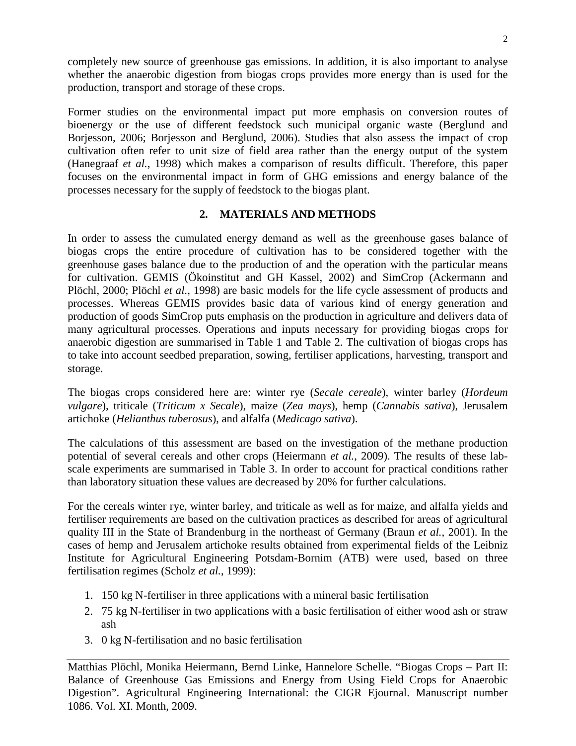completely new source of greenhouse gas emissions. In addition, it is also important to analyse whether the anaerobic digestion from biogas crops provides more energy than is used for the production, transport and storage of these crops.

Former studies on the environmental impact put more emphasis on conversion routes of bioenergy or the use of different feedstock such municipal organic waste (Berglund and Borjesson, 2006; Borjesson and Berglund, 2006). Studies that also assess the impact of crop cultivation often refer to unit size of field area rather than the energy output of the system (Hanegraaf *et al.*, 1998) which makes a comparison of results difficult. Therefore, this paper focuses on the environmental impact in form of GHG emissions and energy balance of the processes necessary for the supply of feedstock to the biogas plant.

## 2. MATERIALS AND METHODS

In order to assess the cumulated energy demand as well as the greenhouse gases balance of biogas crops the entire procedure of cultivation has to be considered together with the greenhouse gases balance due to the production of and the operation with the particular means for cultivation. GEMIS (Ökoinstitut and GH Kassel, 2002) and SimCrop (Ackermann and Plöchl, 2000; Plöchl *et al.*, 1998) are basic models for the life cycle assessment of products and processes. Whereas GEMIS provides basic data of various kind of energy generation and production of goods SimCrop puts emphasis on the production in agriculture and delivers data of many agricultural processes. Operations and inputs necessary for providing biogas crops for anaerobic digestion are summarised in Table 1 and Table 2. The cultivation of biogas crops has to take into account seedbed preparation, sowing, fertiliser applications, harvesting, transport and storage.

The biogas crops considered here are: winter rye (*Secale cereale*), winter barley (*Hordeum vulgare*), triticale (*Triticum x Secale*), maize (*Zea mays*), hemp (*Cannabis sativa*), Jerusalem artichoke (*Helianthus tuberosus*), and alfalfa (*Medicago sativa*).

The calculations of this assessment are based on the investigation of the methane production potential of several cereals and other crops (Heiermann *et al.*, 2009). The results of these lab-scale experiments are summarised in Table 3. In order to account for practical conditions rather than laboratory situation these values are decreased by 20% for further calculations.

For the cereals winter rye, winter barley, and triticale as well as for maize, and alfalfa yields and fertiliser requirements are based on the cultivation practices as described for areas of agricultural quality III in the State of Brandenburg in the northeast of Germany (Braun *et al.*, 2001). In the cases of hemp and Jerusalem artichoke results obtained from experimental fields of the Leibniz Institute for Agricultural Engineering Potsdam-Bornim (ATB) were used, based on three fertilisation regimes (Scholz *et al.*, 1999):

1. 150 kg N-fertiliser in three applications with a mineral basic fertilisation
2. 75 kg N-fertiliser in two applications with a basic fertilisation of either wood ash or straw ash
3. 0 kg N-fertilisation and no basic fertilisation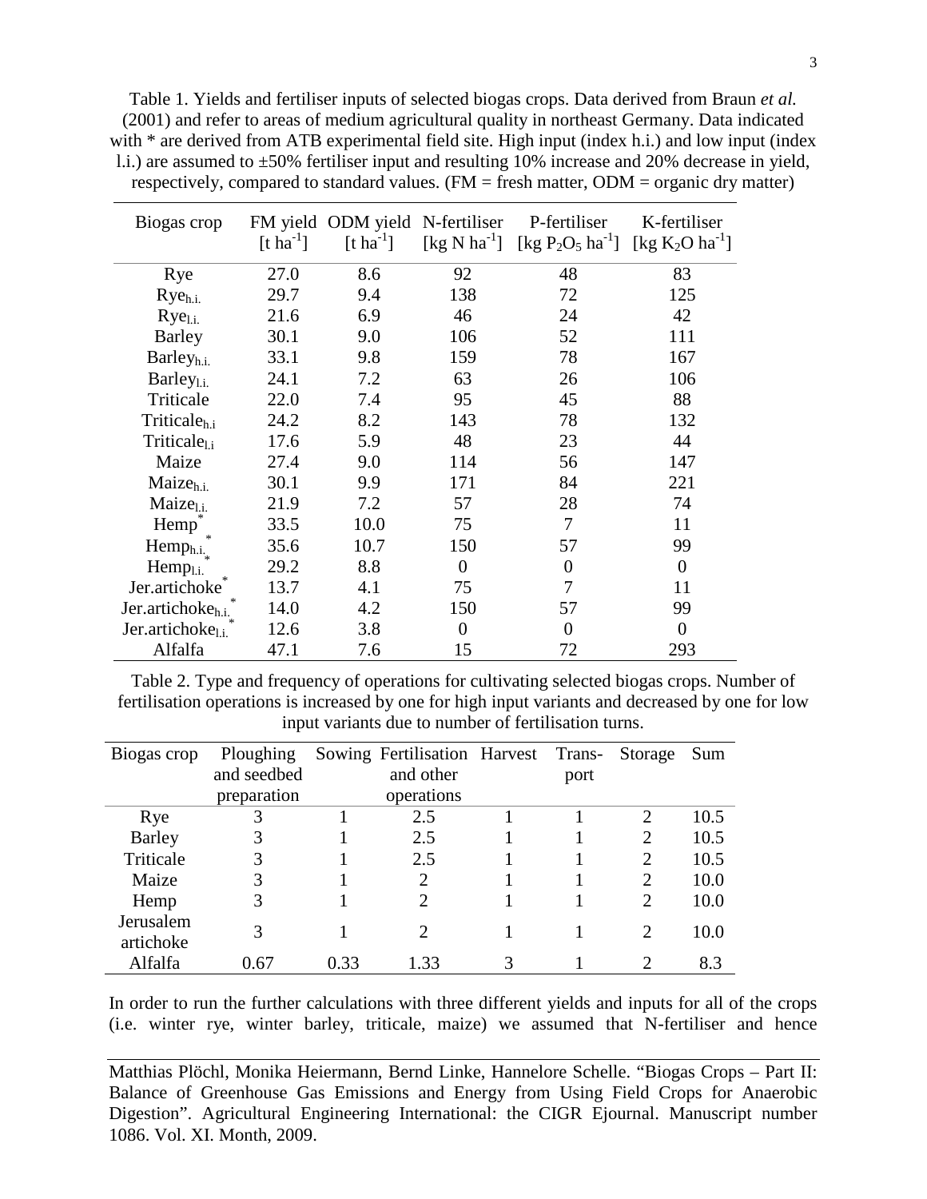Table 1. Yields and fertiliser inputs of selected biogas crops. Data derived from Braun *et al.* (2001) and refer to areas of medium agricultural quality in northeast Germany. Data indicated with * are derived from ATB experimental field site. High input (index h.i.) and low input (index l.i.) are assumed to ±50% fertiliser input and resulting 10% increase and 20% decrease in yield, respectively, compared to standard values. (FM = fresh matter, ODM = organic dry matter)

| Biogas crop | FM yield [$t\ ha^{-1}$] | ODM yield [$t\ ha^{-1}$] | N-fertiliser [$kg\ N\ ha^{-1}$] | P-fertiliser [$kg\ P_2O_5\ ha^{-1}$] | K-fertiliser [$kg\ K_2O\ ha^{-1}$] |
|---|---|---|---|---|---|
| Rye | 27.0 | 8.6 | 92 | 48 | 83 |
| $Rye_{h.i.}$ | 29.7 | 9.4 | 138 | 72 | 125 |
| $Rye_{l.i.}$ | 21.6 | 6.9 | 46 | 24 | 42 |
| Barley | 30.1 | 9.0 | 106 | 52 | 111 |
| $Barley_{h.i.}$ | 33.1 | 9.8 | 159 | 78 | 167 |
| $Barley_{l.i.}$ | 24.1 | 7.2 | 63 | 26 | 106 |
| Triticale | 22.0 | 7.4 | 95 | 45 | 88 |
| $Triticale_{h.i}$ | 24.2 | 8.2 | 143 | 78 | 132 |
| $Triticale_{l.i}$ | 17.6 | 5.9 | 48 | 23 | 44 |
| Maize | 27.4 | 9.0 | 114 | 56 | 147 |
| $Maize_{h.i.}$ | 30.1 | 9.9 | 171 | 84 | 221 |
| $Maize_{l.i.}$ | 21.9 | 7.2 | 57 | 28 | 74 |
| Hemp* | 33.5 | 10.0 | 75 | 7 | 11 |
| $Hemp_{h.i.}$* | 35.6 | 10.7 | 150 | 57 | 99 |
| $Hemp_{l.i.}$* | 29.2 | 8.8 | 0 | 0 | 0 |
| Jer.artichoke* | 13.7 | 4.1 | 75 | 7 | 11 |
| $Jer.artichoke_{h.i.}$* | 14.0 | 4.2 | 150 | 57 | 99 |
| $Jer.artichoke_{l.i.}$* | 12.6 | 3.8 | 0 | 0 | 0 |
| Alfalfa | 47.1 | 7.6 | 15 | 72 | 293 |

Table 2. Type and frequency of operations for cultivating selected biogas crops. Number of fertilisation operations is increased by one for high input variants and decreased by one for low input variants due to number of fertilisation turns.

| Biogas crop | Ploughing and seedbed preparation | Sowing | Fertilisation and other operations | Harvest | Transport | Storage | Sum |
|---|---|---|---|---|---|---|---|
| Rye | 3 | 1 | 2.5 | 1 | 1 | 2 | 10.5 |
| Barley | 3 | 1 | 2.5 | 1 | 1 | 2 | 10.5 |
| Triticale | 3 | 1 | 2.5 | 1 | 1 | 2 | 10.5 |
| Maize | 3 | 1 | 2 | 1 | 1 | 2 | 10.0 |
| Hemp | 3 | 1 | 2 | 1 | 1 | 2 | 10.0 |
| Jerusalem artichoke | 3 | 1 | 2 | 1 | 1 | 2 | 10.0 |
| Alfalfa | 0.67 | 0.33 | 1.33 | 3 | 1 | 2 | 8.3 |

In order to run the further calculations with three different yields and inputs for all of the crops (i.e. winter rye, winter barley, triticale, maize) we assumed that N-fertiliser and hence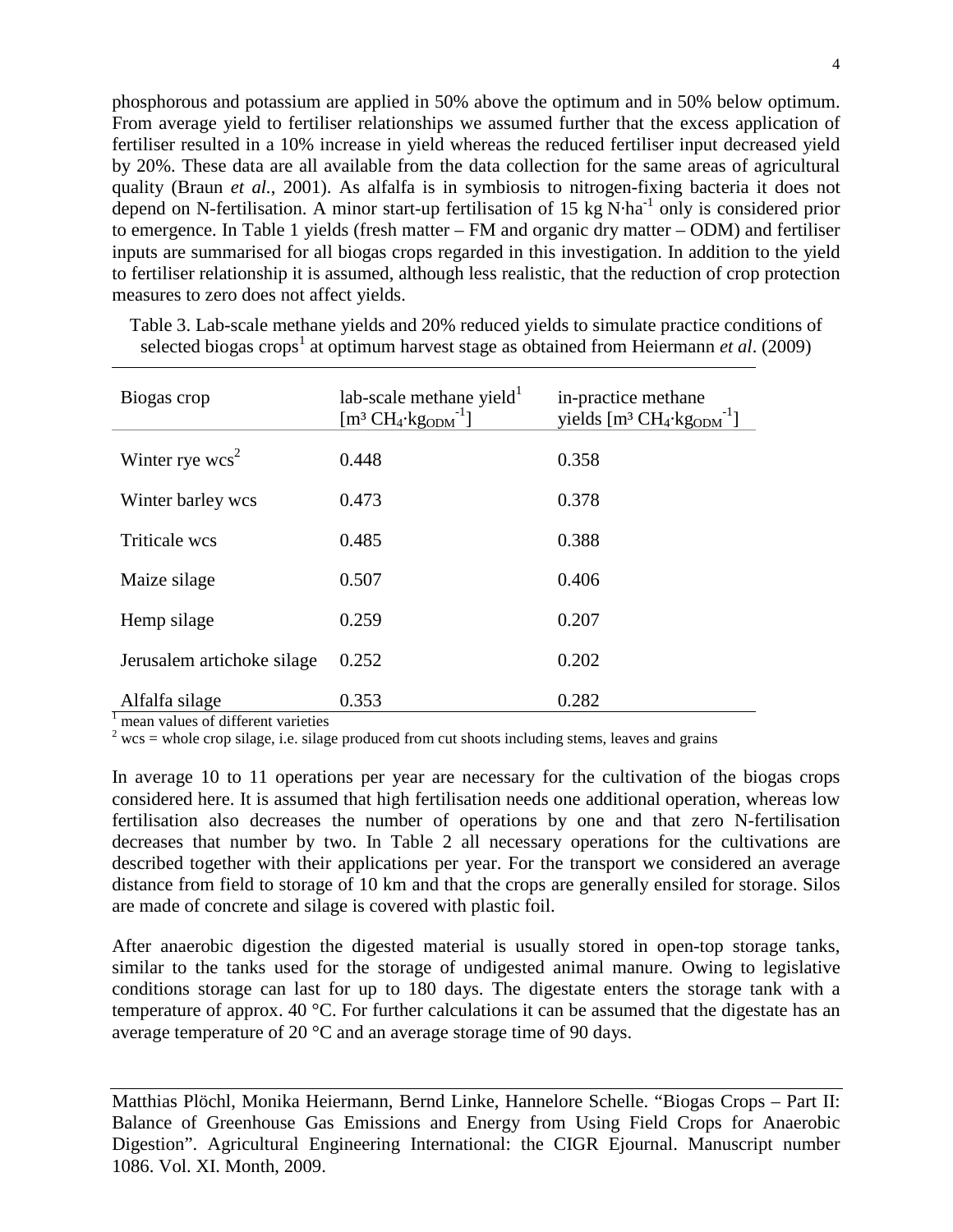phosphorous and potassium are applied in 50% above the optimum and in 50% below optimum. From average yield to fertiliser relationships we assumed further that the excess application of fertiliser resulted in a 10% increase in yield whereas the reduced fertiliser input decreased yield by 20%. These data are all available from the data collection for the same areas of agricultural quality (Braun *et al.*, 2001). As alfalfa is in symbiosis to nitrogen-fixing bacteria it does not depend on N-fertilisation. A minor start-up fertilisation of 15 kg $N \cdot ha^{-1}$ only is considered prior to emergence. In Table 1 yields (fresh matter – FM and organic dry matter – ODM) and fertiliser inputs are summarised for all biogas crops regarded in this investigation. In addition to the yield to fertiliser relationship it is assumed, although less realistic, that the reduction of crop protection measures to zero does not affect yields.

Table 3. Lab-scale methane yields and 20% reduced yields to simulate practice conditions of selected biogas crops[1] at optimum harvest stage as obtained from Heiermann *et al*. (2009)

| Biogas crop | lab-scale methane yield[1] [$m^3\ CH_4 \cdot kg_{ODM}^{-1}$] | in-practice methane yields [$m^3\ CH_4 \cdot kg_{ODM}^{-1}$] |
|---|---|---|
| Winter rye wcs[2] | 0.448 | 0.358 |
| Winter barley wcs | 0.473 | 0.378 |
| Triticale wcs | 0.485 | 0.388 |
| Maize silage | 0.507 | 0.406 |
| Hemp silage | 0.259 | 0.207 |
| Jerusalem artichoke silage | 0.252 | 0.202 |
| Alfalfa silage | 0.353 | 0.282 |

[1] mean values of different varieties
[2] wcs = whole crop silage, i.e. silage produced from cut shoots including stems, leaves and grains

In average 10 to 11 operations per year are necessary for the cultivation of the biogas crops considered here. It is assumed that high fertilisation needs one additional operation, whereas low fertilisation also decreases the number of operations by one and that zero N-fertilisation decreases that number by two. In Table 2 all necessary operations for the cultivations are described together with their applications per year. For the transport we considered an average distance from field to storage of 10 km and that the crops are generally ensiled for storage. Silos are made of concrete and silage is covered with plastic foil.

After anaerobic digestion the digested material is usually stored in open-top storage tanks, similar to the tanks used for the storage of undigested animal manure. Owing to legislative conditions storage can last for up to 180 days. The digestate enters the storage tank with a temperature of approx. 40 °C. For further calculations it can be assumed that the digestate has an average temperature of 20 °C and an average storage time of 90 days.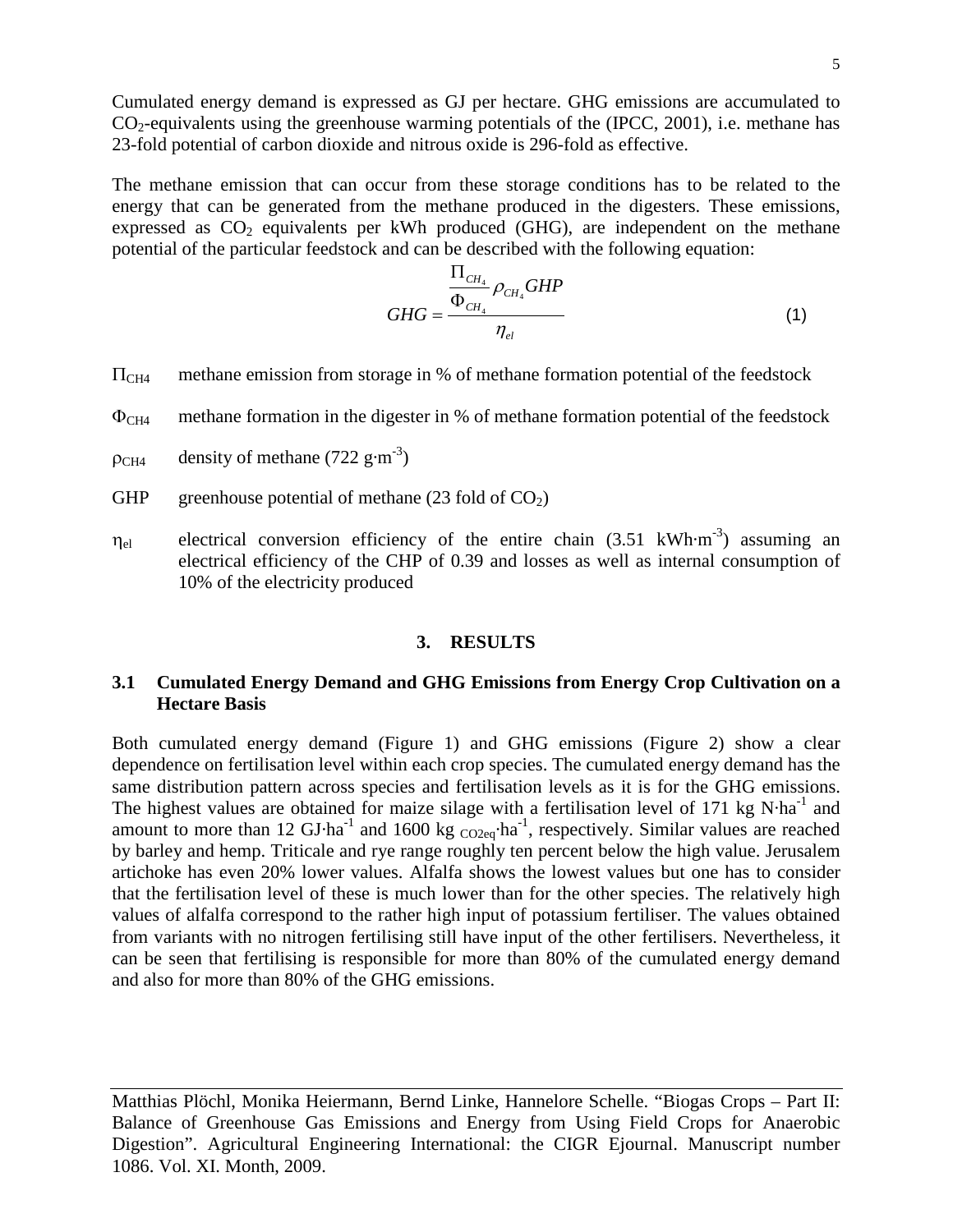Cumulated energy demand is expressed as GJ per hectare. GHG emissions are accumulated to $CO_2$-equivalents using the greenhouse warming potentials of the (IPCC, 2001), i.e. methane has 23-fold potential of carbon dioxide and nitrous oxide is 296-fold as effective.

The methane emission that can occur from these storage conditions has to be related to the energy that can be generated from the methane produced in the digesters. These emissions, expressed as $CO_2$ equivalents per kWh produced (GHG), are independent on the methane potential of the particular feedstock and can be described with the following equation:

$$GHG = \frac{\frac{\Pi_{CH_4}}{\Phi_{CH_4}} \rho_{CH_4} GHP}{\eta_{el}} \quad (1)$$

$\Pi_{CH4}$ methane emission from storage in % of methane formation potential of the feedstock

$\Phi_{CH4}$ methane formation in the digester in % of methane formation potential of the feedstock

$\rho_{CH4}$ density of methane (722 $g \cdot m^{-3}$)

GHP greenhouse potential of methane (23 fold of $CO_2$)

$\eta_{el}$ electrical conversion efficiency of the entire chain (3.51 $kWh \cdot m^{-3}$) assuming an electrical efficiency of the CHP of 0.39 and losses as well as internal consumption of 10% of the electricity produced

## 3. RESULTS

### 3.1 Cumulated Energy Demand and GHG Emissions from Energy Crop Cultivation on a Hectare Basis

Both cumulated energy demand (Figure 1) and GHG emissions (Figure 2) show a clear dependence on fertilisation level within each crop species. The cumulated energy demand has the same distribution pattern across species and fertilisation levels as it is for the GHG emissions. The highest values are obtained for maize silage with a fertilisation level of 171 kg $N \cdot ha^{-1}$ and amount to more than 12 $GJ \cdot ha^{-1}$ and 1600 kg $_{CO2eq} \cdot ha^{-1}$, respectively. Similar values are reached by barley and hemp. Triticale and rye range roughly ten percent below the high value. Jerusalem artichoke has even 20% lower values. Alfalfa shows the lowest values but one has to consider that the fertilisation level of these is much lower than for the other species. The relatively high values of alfalfa correspond to the rather high input of potassium fertiliser. The values obtained from variants with no nitrogen fertilising still have input of the other fertilisers. Nevertheless, it can be seen that fertilising is responsible for more than 80% of the cumulated energy demand and also for more than 80% of the GHG emissions.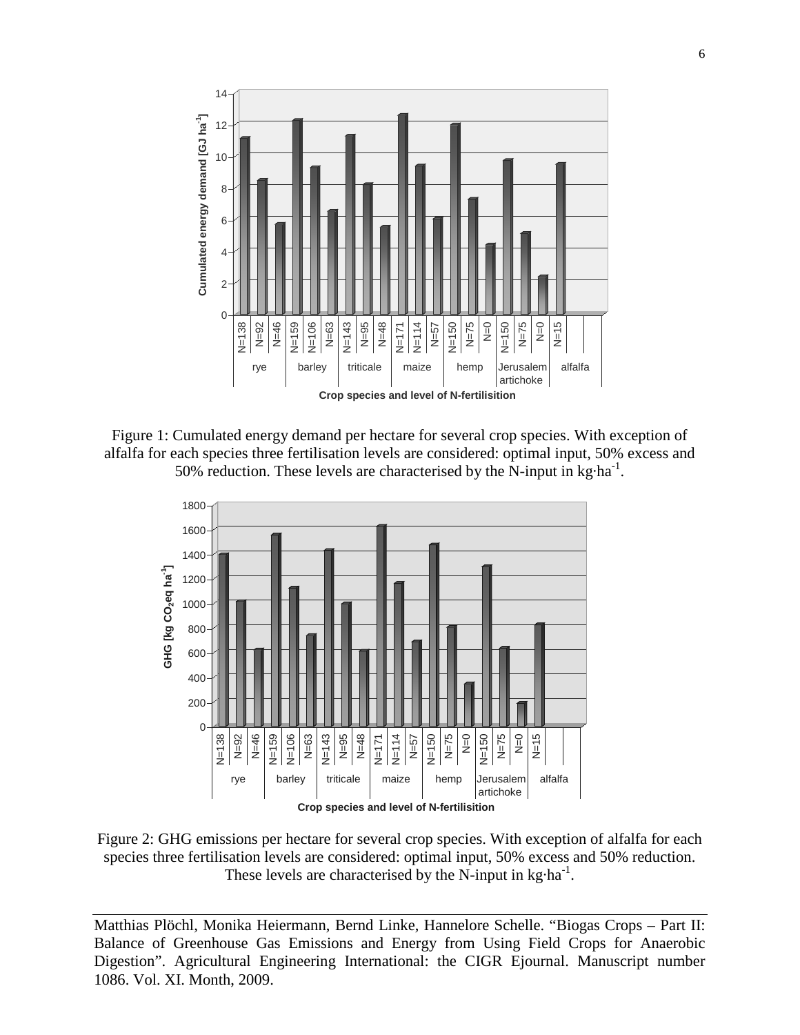Figure 1: Cumulated energy demand per hectare for several crop species. With exception of alfalfa for each species three fertilisation levels are considered: optimal input, 50% excess and 50% reduction. These levels are characterised by the N-input in kg·ha$^{-1}$.

Figure 2: GHG emissions per hectare for several crop species. With exception of alfalfa for each species three fertilisation levels are considered: optimal input, 50% excess and 50% reduction. These levels are characterised by the N-input in kg·ha$^{-1}$.

Matthias Plöchl, Monika Heiermann, Bernd Linke, Hannelore Schelle. "Biogas Crops – Part II: Balance of Greenhouse Gas Emissions and Energy from Using Field Crops for Anaerobic Digestion". Agricultural Engineering International: the CIGR Ejournal. Manuscript number 1086. Vol. XI. Month, 2009.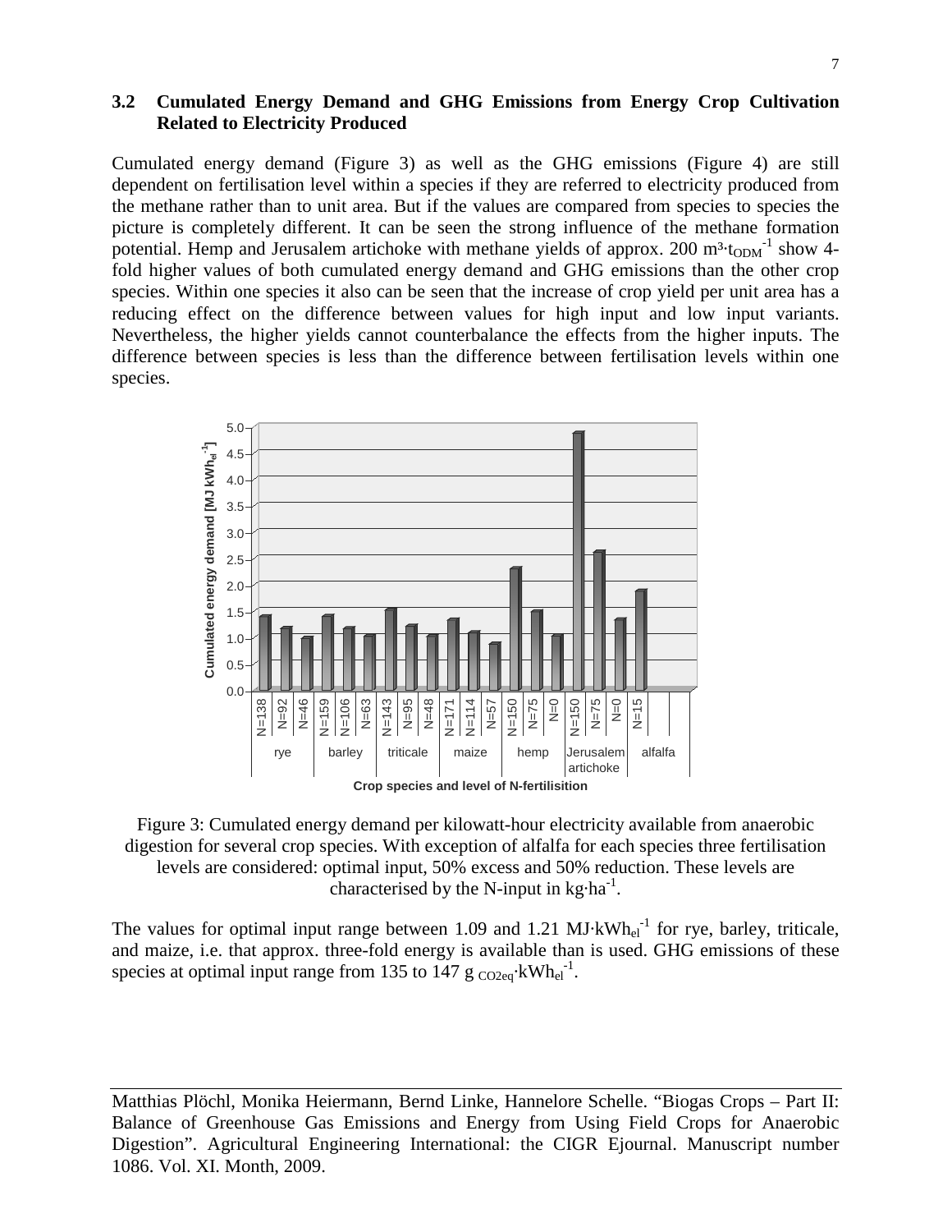### 3.2 Cumulated Energy Demand and GHG Emissions from Energy Crop Cultivation Related to Electricity Produced

Cumulated energy demand (Figure 3) as well as the GHG emissions (Figure 4) are still dependent on fertilisation level within a species if they are referred to electricity produced from the methane rather than to unit area. But if the values are compared from species to species the picture is completely different. It can be seen the strong influence of the methane formation potential. Hemp and Jerusalem artichoke with methane yields of approx. 200 $m^3 \cdot t_{ODM}^{-1}$ show 4-fold higher values of both cumulated energy demand and GHG emissions than the other crop species. Within one species it also can be seen that the increase of crop yield per unit area has a reducing effect on the difference between values for high input and low input variants. Nevertheless, the higher yields cannot counterbalance the effects from the higher inputs. The difference between species is less than the difference between fertilisation levels within one species.

Figure 3: Cumulated energy demand per kilowatt-hour electricity available from anaerobic digestion for several crop species. With exception of alfalfa for each species three fertilisation levels are considered: optimal input, 50% excess and 50% reduction. These levels are characterised by the N-input in $kg \cdot ha^{-1}$.

The values for optimal input range between 1.09 and 1.21 $MJ \cdot kWh_{el}^{-1}$ for rye, barley, triticale, and maize, i.e. that approx. three-fold energy is available than is used. GHG emissions of these species at optimal input range from 135 to 147 $g_{CO2eq} \cdot kWh_{el}^{-1}$.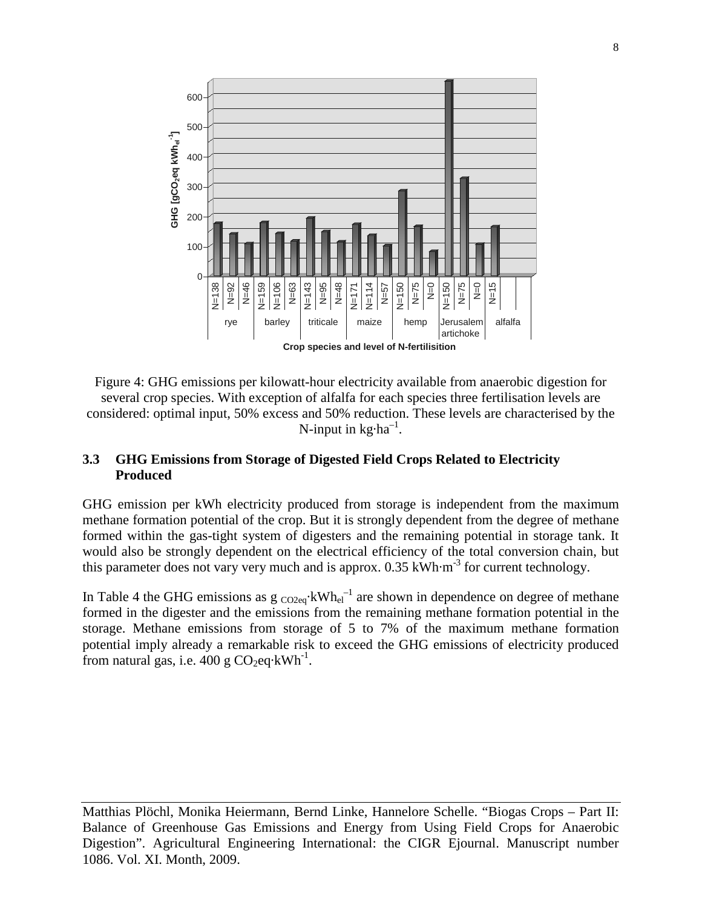Figure 4: GHG emissions per kilowatt-hour electricity available from anaerobic digestion for several crop species. With exception of alfalfa for each species three fertilisation levels are considered: optimal input, 50% excess and 50% reduction. These levels are characterised by the N-input in $kg \cdot ha^{-1}$.

### 3.3 GHG Emissions from Storage of Digested Field Crops Related to Electricity Produced

GHG emission per kWh electricity produced from storage is independent from the maximum methane formation potential of the crop. But it is strongly dependent from the degree of methane formed within the gas-tight system of digesters and the remaining potential in storage tank. It would also be strongly dependent on the electrical efficiency of the total conversion chain, but this parameter does not vary very much and is approx. 0.35 $kWh \cdot m^{-3}$ for current technology.

In Table 4 the GHG emissions as $g_{CO2eq} \cdot kWh_{el}^{-1}$ are shown in dependence on degree of methane formed in the digester and the emissions from the remaining methane formation potential in the storage. Methane emissions from storage of 5 to 7% of the maximum methane formation potential imply already a remarkable risk to exceed the GHG emissions of electricity produced from natural gas, i.e. 400 g $CO_2eq \cdot kWh^{-1}$.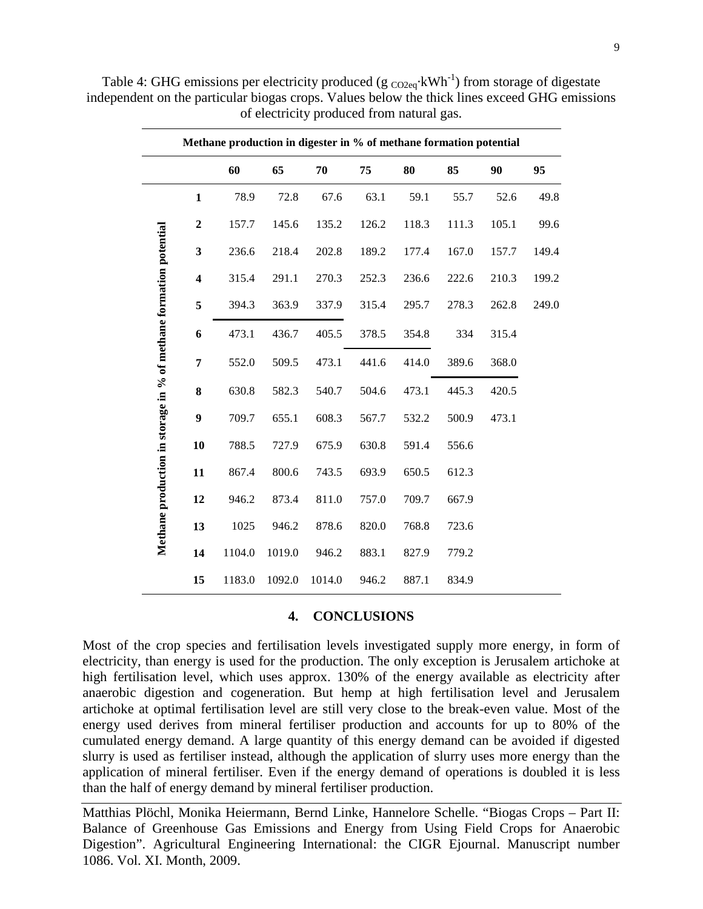Table 4: GHG emissions per electricity produced (g $_{CO2eq}$·kWh$^{-1}$) from storage of digestate independent on the particular biogas crops. Values below the thick lines exceed GHG emissions of electricity produced from natural gas.

| | Methane production in digester in % of methane formation potential | | | | | | | |
|---|---|---|---|---|---|---|---|---|
| **Methane production in storage in % of methane formation potential** | **60** | **65** | **70** | **75** | **80** | **85** | **90** | **95** |
| **1** | 78.9 | 72.8 | 67.6 | 63.1 | 59.1 | 55.7 | 52.6 | 49.8 |
| **2** | 157.7 | 145.6 | 135.2 | 126.2 | 118.3 | 111.3 | 105.1 | 99.6 |
| **3** | 236.6 | 218.4 | 202.8 | 189.2 | 177.4 | 167.0 | 157.7 | 149.4 |
| **4** | 315.4 | 291.1 | 270.3 | 252.3 | 236.6 | 222.6 | 210.3 | 199.2 |
| **5** | 394.3 | 363.9 | 337.9 | 315.4 | 295.7 | 278.3 | 262.8 | 249.0 |
| **6** | 473.1 | 436.7 | 405.5 | 378.5 | 354.8 | 334 | 315.4 | |
| **7** | 552.0 | 509.5 | 473.1 | 441.6 | 414.0 | 389.6 | 368.0 | |
| **8** | 630.8 | 582.3 | 540.7 | 504.6 | 473.1 | 445.3 | 420.5 | |
| **9** | 709.7 | 655.1 | 608.3 | 567.7 | 532.2 | 500.9 | 473.1 | |
| **10** | 788.5 | 727.9 | 675.9 | 630.8 | 591.4 | 556.6 | | |
| **11** | 867.4 | 800.6 | 743.5 | 693.9 | 650.5 | 612.3 | | |
| **12** | 946.2 | 873.4 | 811.0 | 757.0 | 709.7 | 667.9 | | |
| **13** | 1025 | 946.2 | 878.6 | 820.0 | 768.8 | 723.6 | | |
| **14** | 1104.0 | 1019.0 | 946.2 | 883.1 | 827.9 | 779.2 | | |
| **15** | 1183.0 | 1092.0 | 1014.0 | 946.2 | 887.1 | 834.9 | | |

## 4. CONCLUSIONS

Most of the crop species and fertilisation levels investigated supply more energy, in form of electricity, than energy is used for the production. The only exception is Jerusalem artichoke at high fertilisation level, which uses approx. 130% of the energy available as electricity after anaerobic digestion and cogeneration. But hemp at high fertilisation level and Jerusalem artichoke at optimal fertilisation level are still very close to the break-even value. Most of the energy used derives from mineral fertiliser production and accounts for up to 80% of the cumulated energy demand. A large quantity of this energy demand can be avoided if digested slurry is used as fertiliser instead, although the application of slurry uses more energy than the application of mineral fertiliser. Even if the energy demand of operations is doubled it is less than the half of energy demand by mineral fertiliser production.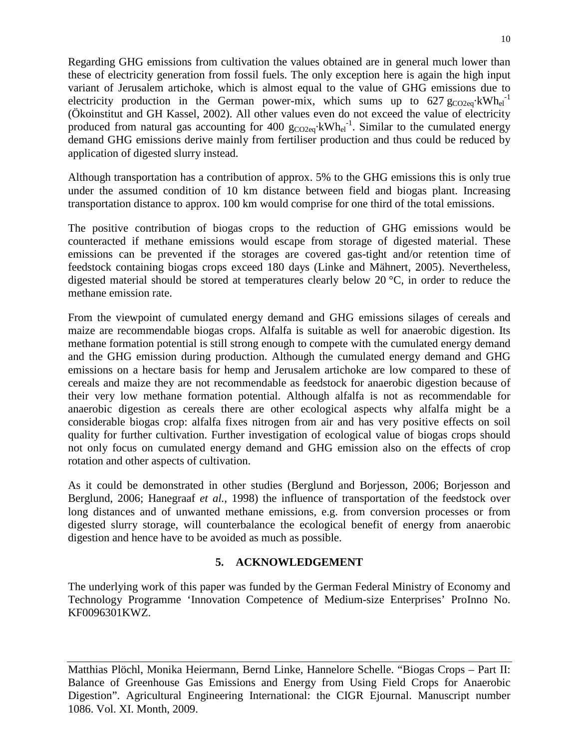Regarding GHG emissions from cultivation the values obtained are in general much lower than these of electricity generation from fossil fuels. The only exception here is again the high input variant of Jerusalem artichoke, which is almost equal to the value of GHG emissions due to electricity production in the German power-mix, which sums up to 627 $g_{CO2eq} \cdot kWh_{el}^{-1}$ (Ökoinstitut and GH Kassel, 2002). All other values even do not exceed the value of electricity produced from natural gas accounting for 400 $g_{CO2eq} \cdot kWh_{el}^{-1}$. Similar to the cumulated energy demand GHG emissions derive mainly from fertiliser production and thus could be reduced by application of digested slurry instead.

Although transportation has a contribution of approx. 5% to the GHG emissions this is only true under the assumed condition of 10 km distance between field and biogas plant. Increasing transportation distance to approx. 100 km would comprise for one third of the total emissions.

The positive contribution of biogas crops to the reduction of GHG emissions would be counteracted if methane emissions would escape from storage of digested material. These emissions can be prevented if the storages are covered gas-tight and/or retention time of feedstock containing biogas crops exceed 180 days (Linke and Mähnert, 2005). Nevertheless, digested material should be stored at temperatures clearly below 20 °C, in order to reduce the methane emission rate.

From the viewpoint of cumulated energy demand and GHG emissions silages of cereals and maize are recommendable biogas crops. Alfalfa is suitable as well for anaerobic digestion. Its methane formation potential is still strong enough to compete with the cumulated energy demand and the GHG emission during production. Although the cumulated energy demand and GHG emissions on a hectare basis for hemp and Jerusalem artichoke are low compared to these of cereals and maize they are not recommendable as feedstock for anaerobic digestion because of their very low methane formation potential. Although alfalfa is not as recommendable for anaerobic digestion as cereals there are other ecological aspects why alfalfa might be a considerable biogas crop: alfalfa fixes nitrogen from air and has very positive effects on soil quality for further cultivation. Further investigation of ecological value of biogas crops should not only focus on cumulated energy demand and GHG emission also on the effects of crop rotation and other aspects of cultivation.

As it could be demonstrated in other studies (Berglund and Borjesson, 2006; Borjesson and Berglund, 2006; Hanegraaf *et al.*, 1998) the influence of transportation of the feedstock over long distances and of unwanted methane emissions, e.g. from conversion processes or from digested slurry storage, will counterbalance the ecological benefit of energy from anaerobic digestion and hence have to be avoided as much as possible.

## 5. ACKNOWLEDGEMENT

The underlying work of this paper was funded by the German Federal Ministry of Economy and Technology Programme 'Innovation Competence of Medium-size Enterprises' ProInno No. KF0096301KWZ.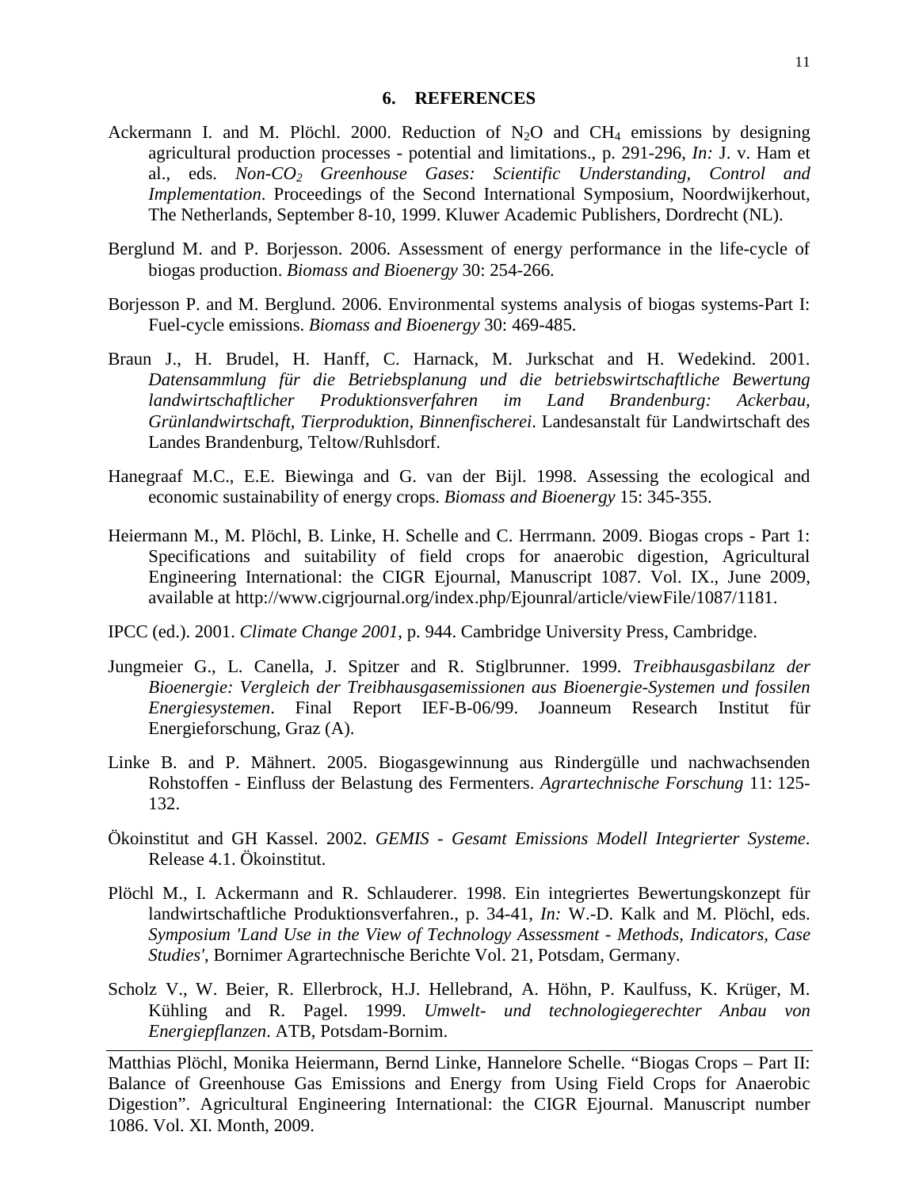## 6. REFERENCES

Ackermann I. and M. Plöchl. 2000. Reduction of $N_2O$ and $CH_4$ emissions by designing agricultural production processes - potential and limitations., p. 291-296, *In:* J. v. Ham et al., eds. *Non-$CO_2$ Greenhouse Gases: Scientific Understanding, Control and Implementation*. Proceedings of the Second International Symposium, Noordwijkerhout, The Netherlands, September 8-10, 1999. Kluwer Academic Publishers, Dordrecht (NL).

Berglund M. and P. Borjesson. 2006. Assessment of energy performance in the life-cycle of biogas production. *Biomass and Bioenergy* 30: 254-266.

Borjesson P. and M. Berglund. 2006. Environmental systems analysis of biogas systems-Part I: Fuel-cycle emissions. *Biomass and Bioenergy* 30: 469-485.

Braun J., H. Brudel, H. Hanff, C. Harnack, M. Jurkschat and H. Wedekind. 2001. *Datensammlung für die Betriebsplanung und die betriebswirtschaftliche Bewertung landwirtschaftlicher Produktionsverfahren im Land Brandenburg: Ackerbau, Grünlandwirtschaft, Tierproduktion, Binnenfischerei*. Landesanstalt für Landwirtschaft des Landes Brandenburg, Teltow/Ruhlsdorf.

Hanegraaf M.C., E.E. Biewinga and G. van der Bijl. 1998. Assessing the ecological and economic sustainability of energy crops. *Biomass and Bioenergy* 15: 345-355.

Heiermann M., M. Plöchl, B. Linke, H. Schelle and C. Herrmann. 2009. Biogas crops - Part 1: Specifications and suitability of field crops for anaerobic digestion, Agricultural Engineering International: the CIGR Ejournal, Manuscript 1087. Vol. IX., June 2009, available at http://www.cigrjournal.org/index.php/Ejounral/article/viewFile/1087/1181.

IPCC (ed.). 2001. *Climate Change 2001*, p. 944. Cambridge University Press, Cambridge.

Jungmeier G., L. Canella, J. Spitzer and R. Stiglbrunner. 1999. *Treibhausgasbilanz der Bioenergie: Vergleich der Treibhausgasemissionen aus Bioenergie-Systemen und fossilen Energiesystemen*. Final Report IEF-B-06/99. Joanneum Research Institut für Energieforschung, Graz (A).

Linke B. and P. Mähnert. 2005. Biogasgewinnung aus Rindergülle und nachwachsenden Rohstoffen - Einfluss der Belastung des Fermenters. *Agrartechnische Forschung* 11: 125-132.

Ökoinstitut and GH Kassel. 2002. *GEMIS - Gesamt Emissions Modell Integrierter Systeme*. Release 4.1. Ökoinstitut.

Plöchl M., I. Ackermann and R. Schlauderer. 1998. Ein integriertes Bewertungskonzept für landwirtschaftliche Produktionsverfahren., p. 34-41, *In:* W.-D. Kalk and M. Plöchl, eds. *Symposium 'Land Use in the View of Technology Assessment - Methods, Indicators, Case Studies'*, Bornimer Agrartechnische Berichte Vol. 21, Potsdam, Germany.

Scholz V., W. Beier, R. Ellerbrock, H.J. Hellebrand, A. Höhn, P. Kaulfuss, K. Krüger, M. Kühling and R. Pagel. 1999. *Umwelt- und technologiegerechter Anbau von Energiepflanzen*. ATB, Potsdam-Bornim.